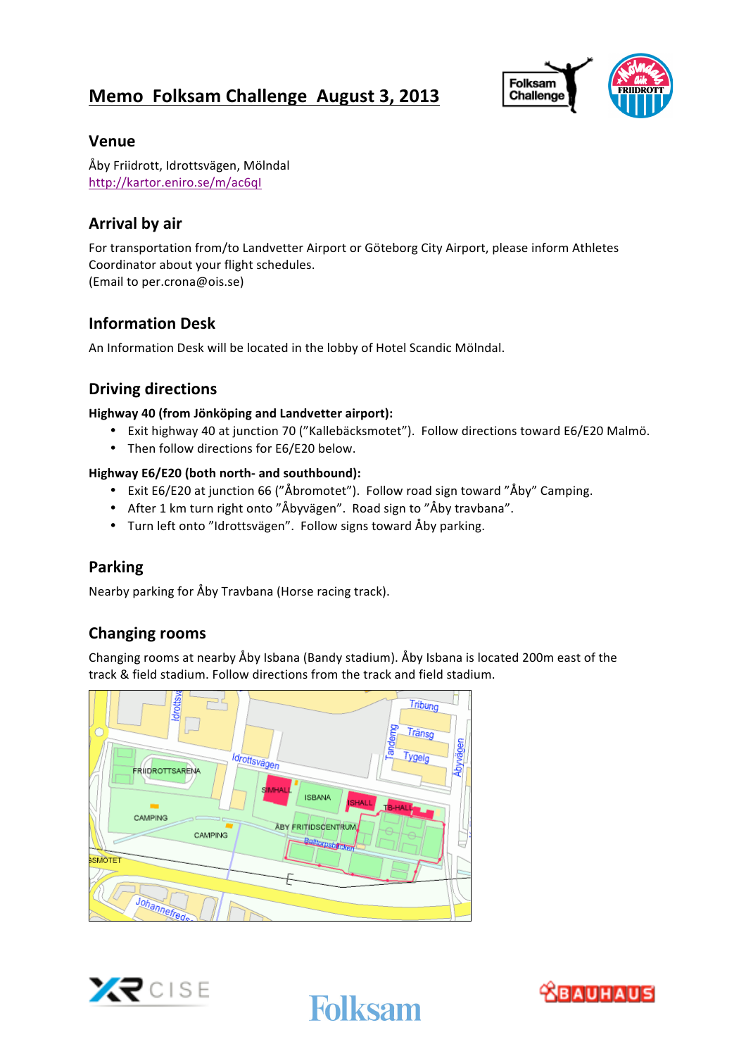# Memo Folksam Challenge August 3, 2013

## Venue

Åby Friidrott, Idrottsvägen, Mölndal
http://kartor.eniro.se/m/ac6qI

## Arrival by air

For transportation from/to Landvetter Airport or Göteborg City Airport, please inform Athletes Coordinator about your flight schedules.
(Email to per.crona@ois.se)

## Information Desk

An Information Desk will be located in the lobby of Hotel Scandic Mölndal.

## Driving directions

**Highway 40 (from Jönköping and Landvetter airport):**

- Exit highway 40 at junction 70 (”Kallebäcksmotet”). Follow directions toward E6/E20 Malmö.
- Then follow directions for E6/E20 below.

**Highway E6/E20 (both north- and southbound):**

- Exit E6/E20 at junction 66 (”Åbromotet”). Follow road sign toward ”Åby” Camping.
- After 1 km turn right onto ”Åbyvägen”. Road sign to ”Åby travbana”.
- Turn left onto ”Idrottsvägen”. Follow signs toward Åby parking.

## Parking

Nearby parking for Åby Travbana (Horse racing track).

## Changing rooms

Changing rooms at nearby Åby Isbana (Bandy stadium). Åby Isbana is located 200m east of the track & field stadium. Follow directions from the track and field stadium.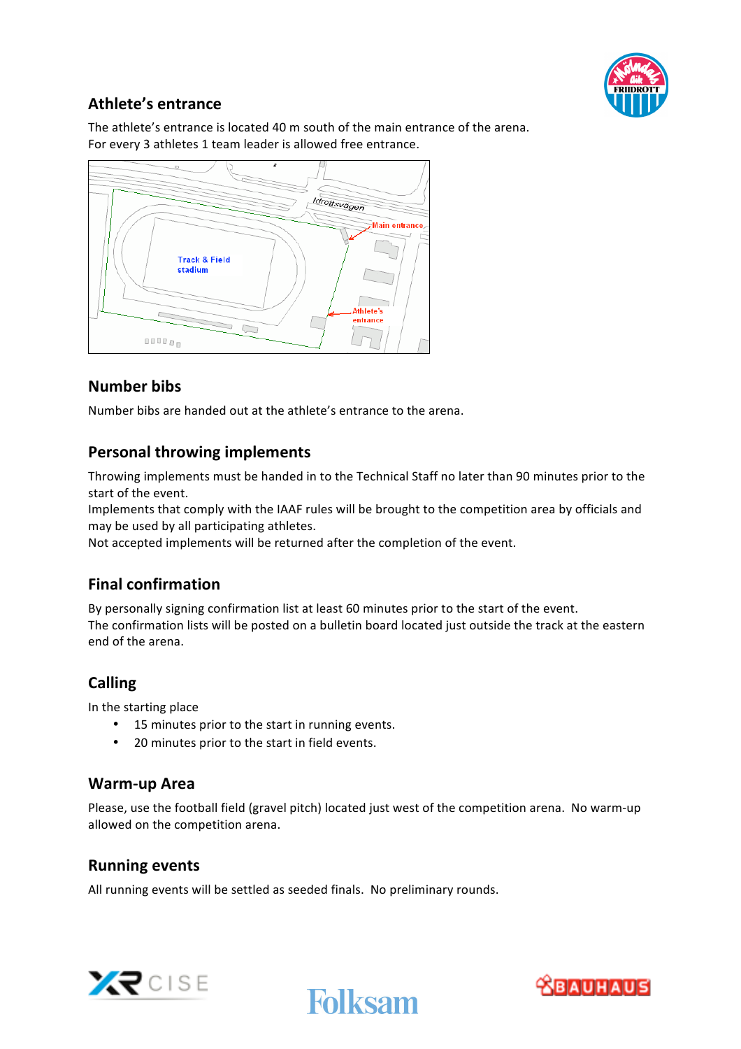## Athlete's entrance

The athlete's entrance is located 40 m south of the main entrance of the arena.
For every 3 athletes 1 team leader is allowed free entrance.

## Number bibs

Number bibs are handed out at the athlete's entrance to the arena.

## Personal throwing implements

Throwing implements must be handed in to the Technical Staff no later than 90 minutes prior to the start of the event.
Implements that comply with the IAAF rules will be brought to the competition area by officials and may be used by all participating athletes.
Not accepted implements will be returned after the completion of the event.

## Final confirmation

By personally signing confirmation list at least 60 minutes prior to the start of the event.
The confirmation lists will be posted on a bulletin board located just outside the track at the eastern end of the arena.

## Calling

In the starting place

- 15 minutes prior to the start in running events.
- 20 minutes prior to the start in field events.

## Warm-up Area

Please, use the football field (gravel pitch) located just west of the competition arena. No warm-up allowed on the competition arena.

## Running events

All running events will be settled as seeded finals. No preliminary rounds.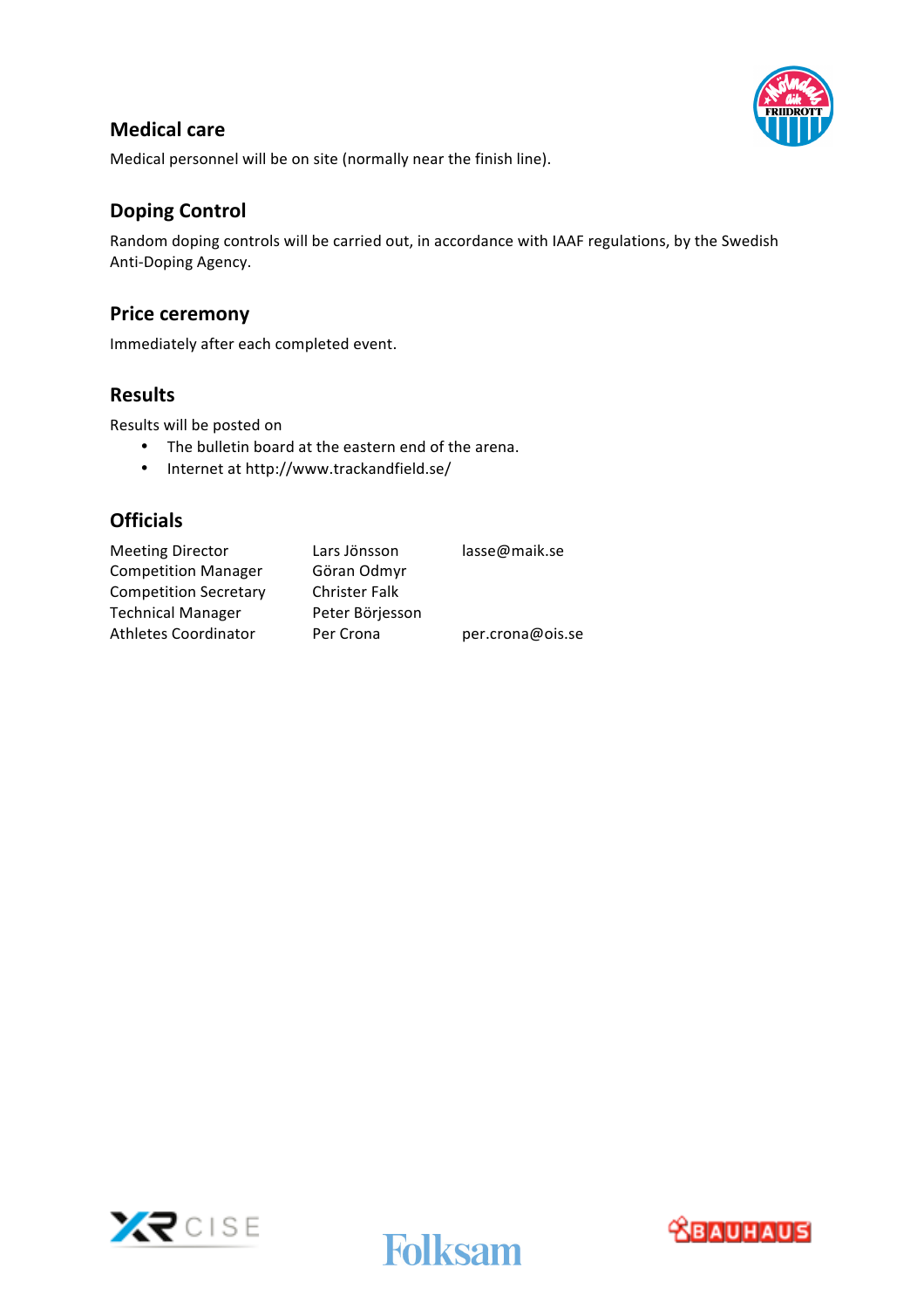## Medical care

Medical personnel will be on site (normally near the finish line).

## Doping Control

Random doping controls will be carried out, in accordance with IAAF regulations, by the Swedish Anti-Doping Agency.

## Price ceremony

Immediately after each completed event.

## Results

Results will be posted on

- The bulletin board at the eastern end of the arena.
- Internet at http://www.trackandfield.se/

## Officials

| | | |
|---|---|---|
| Meeting Director | Lars Jönsson | lasse@maik.se |
| Competition Manager | Göran Odmyr | |
| Competition Secretary | Christer Falk | |
| Technical Manager | Peter Börjesson | |
| Athletes Coordinator | Per Crona | per.crona@ois.se |